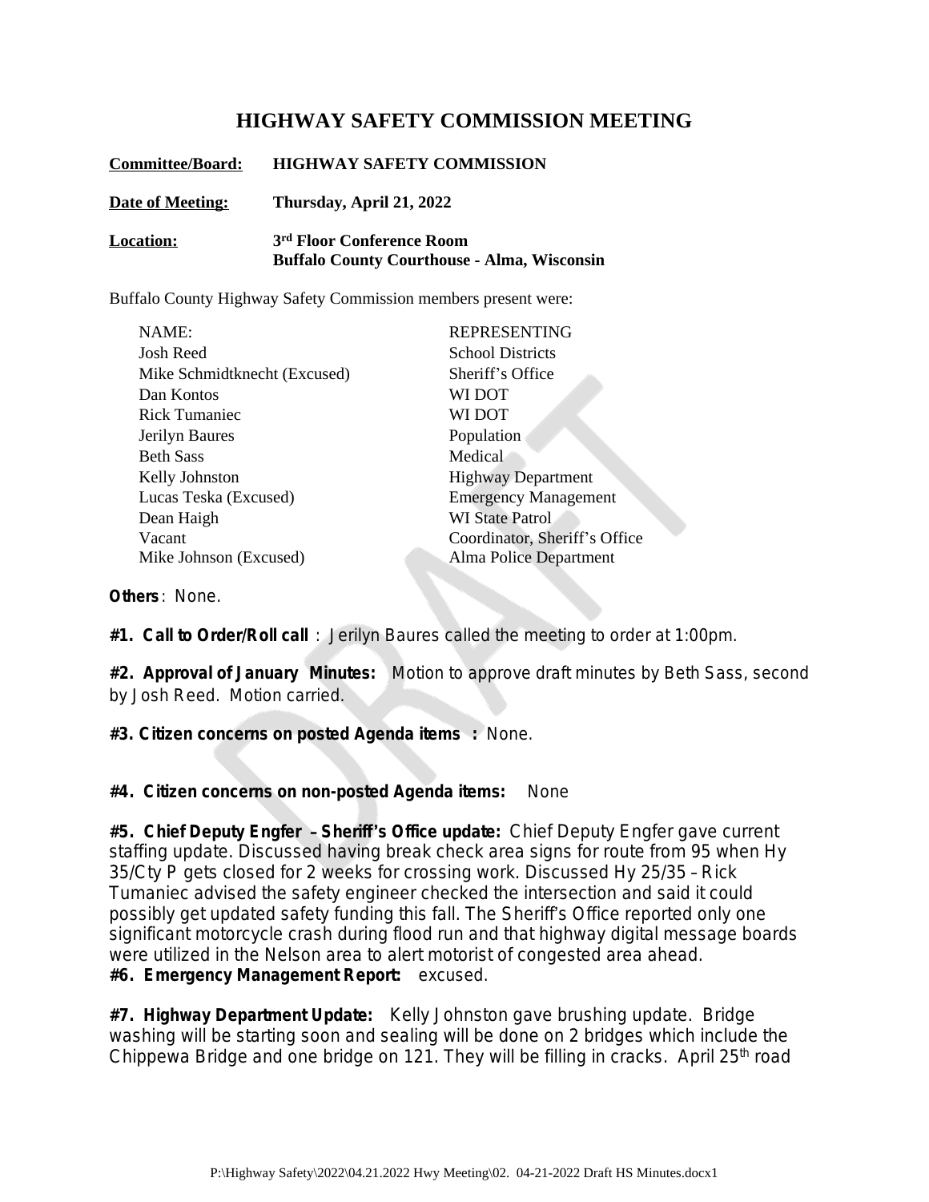# HIGHWAY SAFETY COMMISSION MEETING

**Committee/Board:** **HIGHWAY SAFETY COMMISSION**

**Date of Meeting:** **Thursday, April 21, 2022**

**Location:** **3rd Floor Conference Room**
**Buffalo County Courthouse - Alma, Wisconsin**

Buffalo County Highway Safety Commission members present were:

| NAME: | REPRESENTING |
|---|---|
| Josh Reed | School Districts |
| Mike Schmidtknecht (Excused) | Sheriff's Office |
| Dan Kontos | WI DOT |
| Rick Tumaniec | WI DOT |
| Jerilyn Baures | Population |
| Beth Sass | Medical |
| Kelly Johnston | Highway Department |
| Lucas Teska (Excused) | Emergency Management |
| Dean Haigh | WI State Patrol |
| Vacant | Coordinator, Sheriff's Office |
| Mike Johnson (Excused) | Alma Police Department |

**Others**: None.

**#1. Call to Order/Roll call**: Jerilyn Baures called the meeting to order at 1:00pm.

**#2. Approval of January Minutes:** Motion to approve draft minutes by Beth Sass, second by Josh Reed. Motion carried.

**#3. Citizen concerns on posted Agenda items:** None.

**#4. Citizen concerns on non-posted Agenda items:** None

**#5. Chief Deputy Engfer – Sheriff's Office update:** Chief Deputy Engfer gave current staffing update. Discussed having break check area signs for route from 95 when Hy 35/Cty P gets closed for 2 weeks for crossing work. Discussed Hy 25/35 – Rick Tumaniec advised the safety engineer checked the intersection and said it could possibly get updated safety funding this fall. The Sheriff's Office reported only one significant motorcycle crash during flood run and that highway digital message boards were utilized in the Nelson area to alert motorist of congested area ahead.

**#6. Emergency Management Report:** excused.

**#7. Highway Department Update:** Kelly Johnston gave brushing update. Bridge washing will be starting soon and sealing will be done on 2 bridges which include the Chippewa Bridge and one bridge on 121. They will be filling in cracks. April 25th road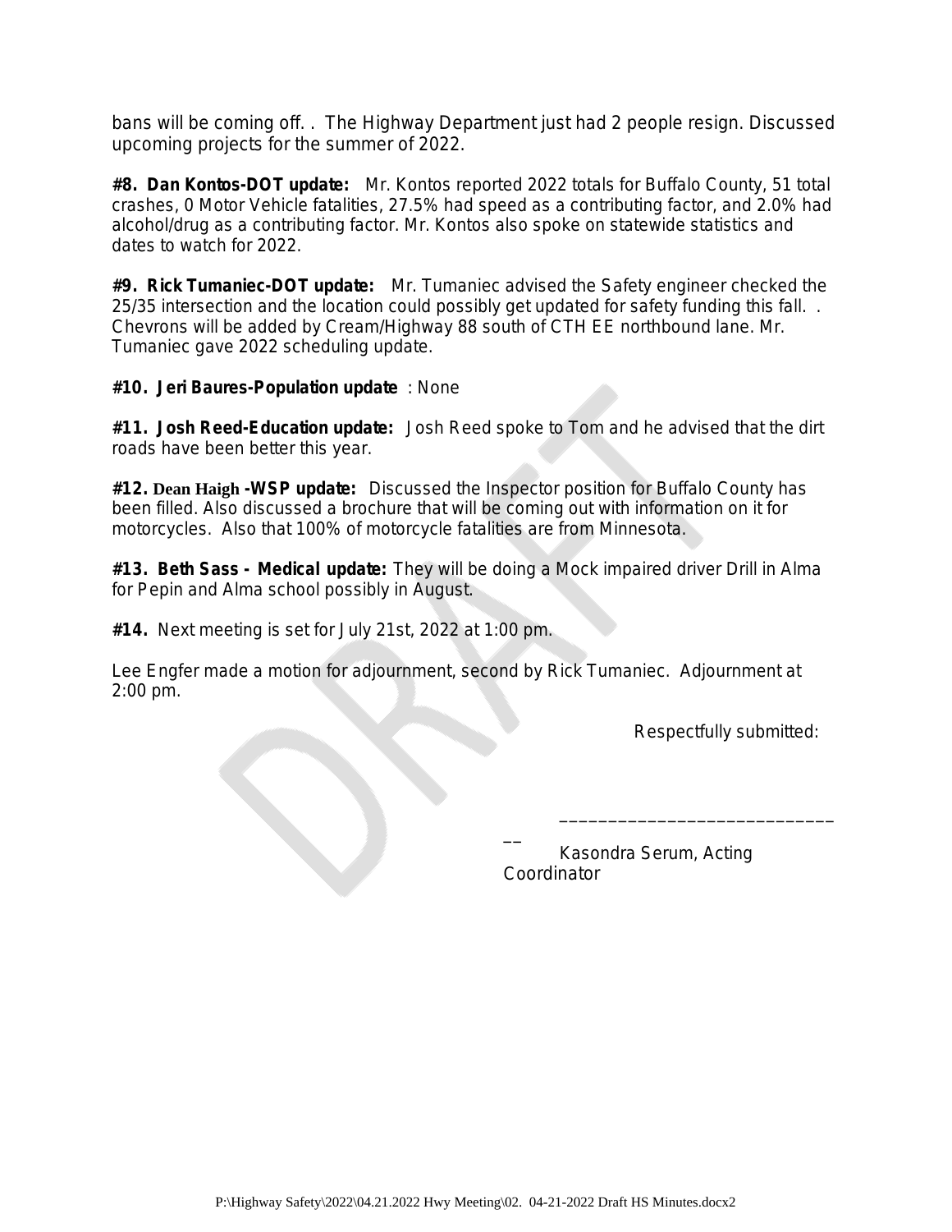bans will be coming off. . The Highway Department just had 2 people resign. Discussed upcoming projects for the summer of 2022.

**#8. Dan Kontos-DOT update:** Mr. Kontos reported 2022 totals for Buffalo County, 51 total crashes, 0 Motor Vehicle fatalities, 27.5% had speed as a contributing factor, and 2.0% had alcohol/drug as a contributing factor. Mr. Kontos also spoke on statewide statistics and dates to watch for 2022.

**#9. Rick Tumaniec-DOT update:** Mr. Tumaniec advised the Safety engineer checked the 25/35 intersection and the location could possibly get updated for safety funding this fall. . Chevrons will be added by Cream/Highway 88 south of CTH EE northbound lane. Mr. Tumaniec gave 2022 scheduling update.

**#10. Jeri Baures-Population update** : None

**#11. Josh Reed-Education update:** Josh Reed spoke to Tom and he advised that the dirt roads have been better this year.

**#12. Dean Haigh -WSP update:** Discussed the Inspector position for Buffalo County has been filled. Also discussed a brochure that will be coming out with information on it for motorcycles. Also that 100% of motorcycle fatalities are from Minnesota.

**#13. Beth Sass - Medical update:** They will be doing a Mock impaired driver Drill in Alma for Pepin and Alma school possibly in August.

**#14.** Next meeting is set for July 21st, 2022 at 1:00 pm.

Lee Engfer made a motion for adjournment, second by Rick Tumaniec. Adjournment at 2:00 pm.

Respectfully submitted:

______________________________

Kasondra Serum, Acting Coordinator

P:\Highway Safety\2022\04.21.2022 Hwy Meeting\02. 04-21-2022 Draft HS Minutes.docx2